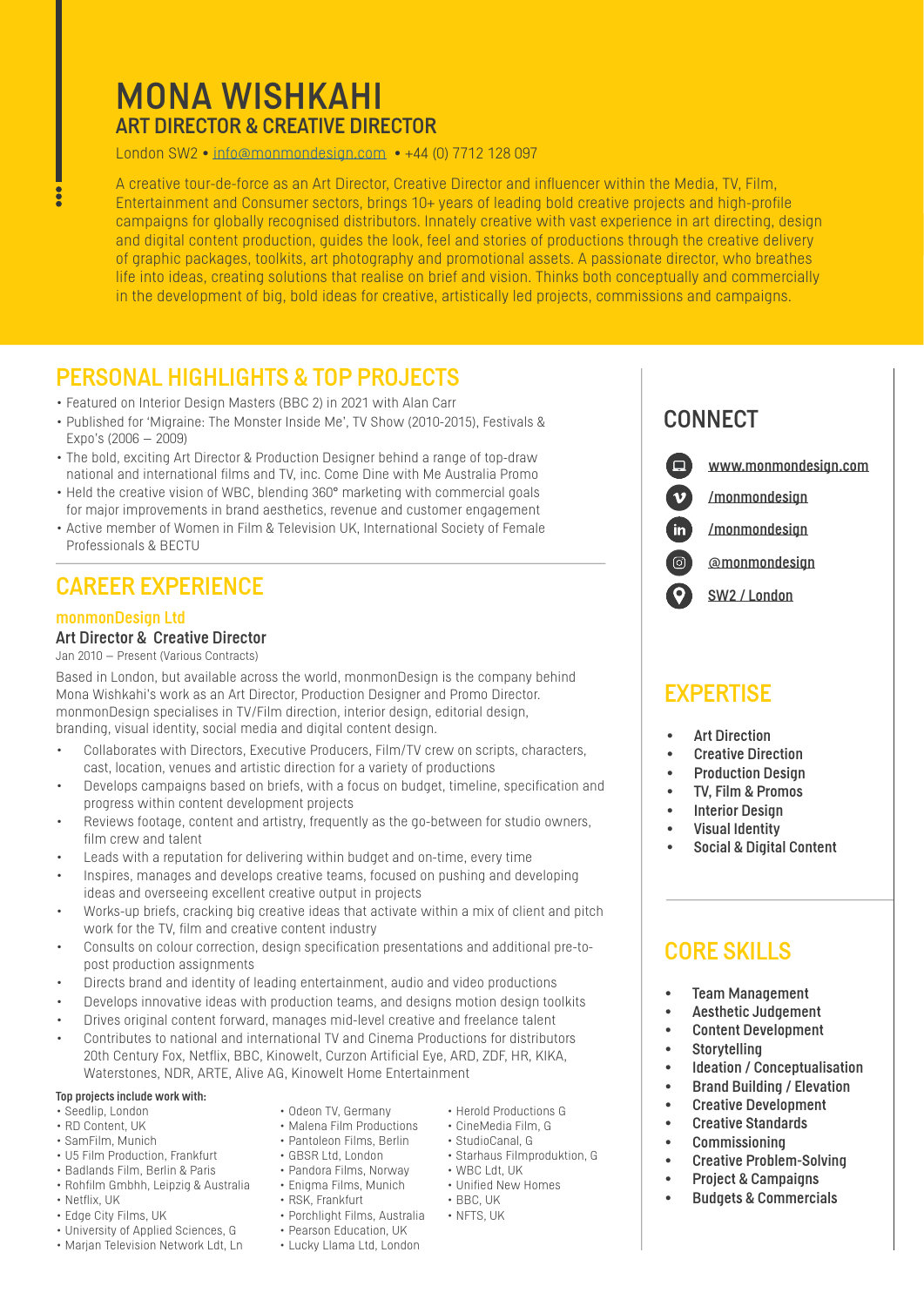# MONA WISHKAHI

## ART DIRECTOR & CREATIVE DIRECTOR

London SW2 • info@monmondesign.com • +44 (0) 7712 128 097

A creative tour-de-force as an Art Director, Creative Director and influencer within the Media, TV, Film, Entertainment and Consumer sectors, brings 10+ years of leading bold creative projects and high-profile campaigns for globally recognised distributors. Innately creative with vast experience in art directing, design and digital content production, guides the look, feel and stories of productions through the creative delivery of graphic packages, toolkits, art photography and promotional assets. A passionate director, who breathes life into ideas, creating solutions that realise on brief and vision. Thinks both conceptually and commercially in the development of big, bold ideas for creative, artistically led projects, commissions and campaigns.

## PERSONAL HIGHLIGHTS & TOP PROJECTS

- Featured on Interior Design Masters (BBC 2) in 2021 with Alan Carr
- Published for 'Migraine: The Monster Inside Me', TV Show (2010-2015), Festivals & Expo's (2006 – 2009)
- The bold, exciting Art Director & Production Designer behind a range of top-draw national and international films and TV, inc. Come Dine with Me Australia Promo
- Held the creative vision of WBC, blending 360° marketing with commercial goals for major improvements in brand aesthetics, revenue and customer engagement
- Active member of Women in Film & Television UK, International Society of Female Professionals & BECTU

## CAREER EXPERIENCE

### monmonDesign Ltd

**Art Director & Creative Director**

Jan 2010 – Present (Various Contracts)

Based in London, but available across the world, monmonDesign is the company behind Mona Wishkahi's work as an Art Director, Production Designer and Promo Director. monmonDesign specialises in TV/Film direction, interior design, editorial design, branding, visual identity, social media and digital content design.

- Collaborates with Directors, Executive Producers, Film/TV crew on scripts, characters, cast, location, venues and artistic direction for a variety of productions
- Develops campaigns based on briefs, with a focus on budget, timeline, specification and progress within content development projects
- Reviews footage, content and artistry, frequently as the go-between for studio owners, film crew and talent
- Leads with a reputation for delivering within budget and on-time, every time
- Inspires, manages and develops creative teams, focused on pushing and developing ideas and overseeing excellent creative output in projects
- Works-up briefs, cracking big creative ideas that activate within a mix of client and pitch work for the TV, film and creative content industry
- Consults on colour correction, design specification presentations and additional pre-to-post production assignments
- Directs brand and identity of leading entertainment, audio and video productions
- Develops innovative ideas with production teams, and designs motion design toolkits
- Drives original content forward, manages mid-level creative and freelance talent
- Contributes to national and international TV and Cinema Productions for distributors 20th Century Fox, Netflix, BBC, Kinowelt, Curzon Artificial Eye, ARD, ZDF, HR, KIKA, Waterstones, NDR, ARTE, Alive AG, Kinowelt Home Entertainment

**Top projects include work with:**

- Seedlip, London
- RD Content, UK
- SamFilm, Munich
- U5 Film Production, Frankfurt
- Badlands Film, Berlin & Paris
- Rohfilm Gmbhh, Leipzig & Australia
- Netflix, UK
- Edge City Films, UK
- University of Applied Sciences, G
- Marjan Television Network Ldt, Ln
- Odeon TV, Germany
- Malena Film Productions
- Pantoleon Films, Berlin
- GBSR Ltd, London
- Pandora Films, Norway
- Enigma Films, Munich
- RSK, Frankfurt
- Porchlight Films, Australia
- Pearson Education, UK
- Lucky Llama Ltd, London
- Herold Productions G
- CineMedia Film, G
- StudioCanal, G
- Starhaus Filmproduktion, G
- WBC Ldt, UK
- Unified New Homes
- BBC, UK
- NFTS, UK

## CONNECT

- www.monmondesign.com
- /monmondesign
- /monmondesign
- @monmondesign
- SW2 / London

## EXPERTISE

- Art Direction
- Creative Direction
- Production Design
- TV, Film & Promos
- Interior Design
- Visual Identity
- Social & Digital Content

## CORE SKILLS

- Team Management
- Aesthetic Judgement
- Content Development
- Storytelling
- Ideation / Conceptualisation
- Brand Building / Elevation
- Creative Development
- Creative Standards
- Commissioning
- Creative Problem-Solving
- Project & Campaigns
- Budgets & Commercials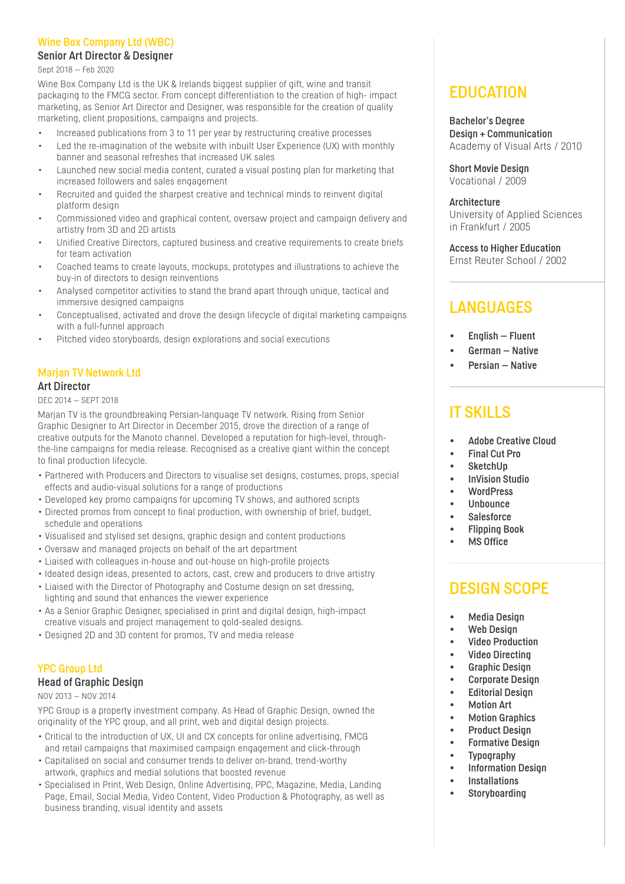### Wine Box Company Ltd (WBC)

**Senior Art Director & Designer**

Sept 2018 – Feb 2020

Wine Box Company Ltd is the UK & Irelands biggest supplier of gift, wine and transit packaging to the FMCG sector. From concept differentiation to the creation of high- impact marketing, as Senior Art Director and Designer, was responsible for the creation of quality marketing, client propositions, campaigns and projects.

- Increased publications from 3 to 11 per year by restructuring creative processes
- Led the re-imagination of the website with inbuilt User Experience (UX) with monthly banner and seasonal refreshes that increased UK sales
- Launched new social media content, curated a visual posting plan for marketing that increased followers and sales engagement
- Recruited and guided the sharpest creative and technical minds to reinvent digital platform design
- Commissioned video and graphical content, oversaw project and campaign delivery and artistry from 3D and 2D artists
- Unified Creative Directors, captured business and creative requirements to create briefs for team activation
- Coached teams to create layouts, mockups, prototypes and illustrations to achieve the buy-in of directors to design reinventions
- Analysed competitor activities to stand the brand apart through unique, tactical and immersive designed campaigns
- Conceptualised, activated and drove the design lifecycle of digital marketing campaigns with a full-funnel approach
- Pitched video storyboards, design explorations and social executions

### Marjan TV Network Ltd

**Art Director**

DEC 2014 – SEPT 2018

Marjan TV is the groundbreaking Persian-language TV network. Rising from Senior Graphic Designer to Art Director in December 2015, drove the direction of a range of creative outputs for the Manoto channel. Developed a reputation for high-level, through-the-line campaigns for media release. Recognised as a creative giant within the concept to final production lifecycle.

- Partnered with Producers and Directors to visualise set designs, costumes, props, special effects and audio-visual solutions for a range of productions
- Developed key promo campaigns for upcoming TV shows, and authored scripts
- Directed promos from concept to final production, with ownership of brief, budget, schedule and operations
- Visualised and stylised set designs, graphic design and content productions
- Oversaw and managed projects on behalf of the art department
- Liaised with colleagues in-house and out-house on high-profile projects
- Ideated design ideas, presented to actors, cast, crew and producers to drive artistry
- Liaised with the Director of Photography and Costume design on set dressing, lighting and sound that enhances the viewer experience
- As a Senior Graphic Designer, specialised in print and digital design, high-impact creative visuals and project management to gold-sealed designs.
- Designed 2D and 3D content for promos, TV and media release

### YPC Group Ltd

**Head of Graphic Design**

NOV 2013 – NOV 2014

YPC Group is a property investment company. As Head of Graphic Design, owned the originality of the YPC group, and all print, web and digital design projects.

- Critical to the introduction of UX, UI and CX concepts for online advertising, FMCG and retail campaigns that maximised campaign engagement and click-through
- Capitalised on social and consumer trends to deliver on-brand, trend-worthy artwork, graphics and medial solutions that boosted revenue
- Specialised in Print, Web Design, Online Advertising, PPC, Magazine, Media, Landing Page, Email, Social Media, Video Content, Video Production & Photography, as well as business branding, visual identity and assets

## EDUCATION

**Bachelor's Degree**
**Design + Communication**
Academy of Visual Arts / 2010

**Short Movie Design**
Vocational / 2009

**Architecture**
University of Applied Sciences in Frankfurt / 2005

**Access to Higher Education**
Ernst Reuter School / 2002

## LANGUAGES

- **English – Fluent**
- **German – Native**
- **Persian – Native**

## IT SKILLS

- **Adobe Creative Cloud**
- **Final Cut Pro**
- **SketchUp**
- **InVision Studio**
- **WordPress**
- **Unbounce**
- **Salesforce**
- **Flipping Book**
- **MS Office**

## DESIGN SCOPE

- **Media Design**
- **Web Design**
- **Video Production**
- **Video Directing**
- **Graphic Design**
- **Corporate Design**
- **Editorial Design**
- **Motion Art**
- **Motion Graphics**
- **Product Design**
- **Formative Design**
- **Typography**
- **Information Design**
- **Installations**
- **Storyboarding**